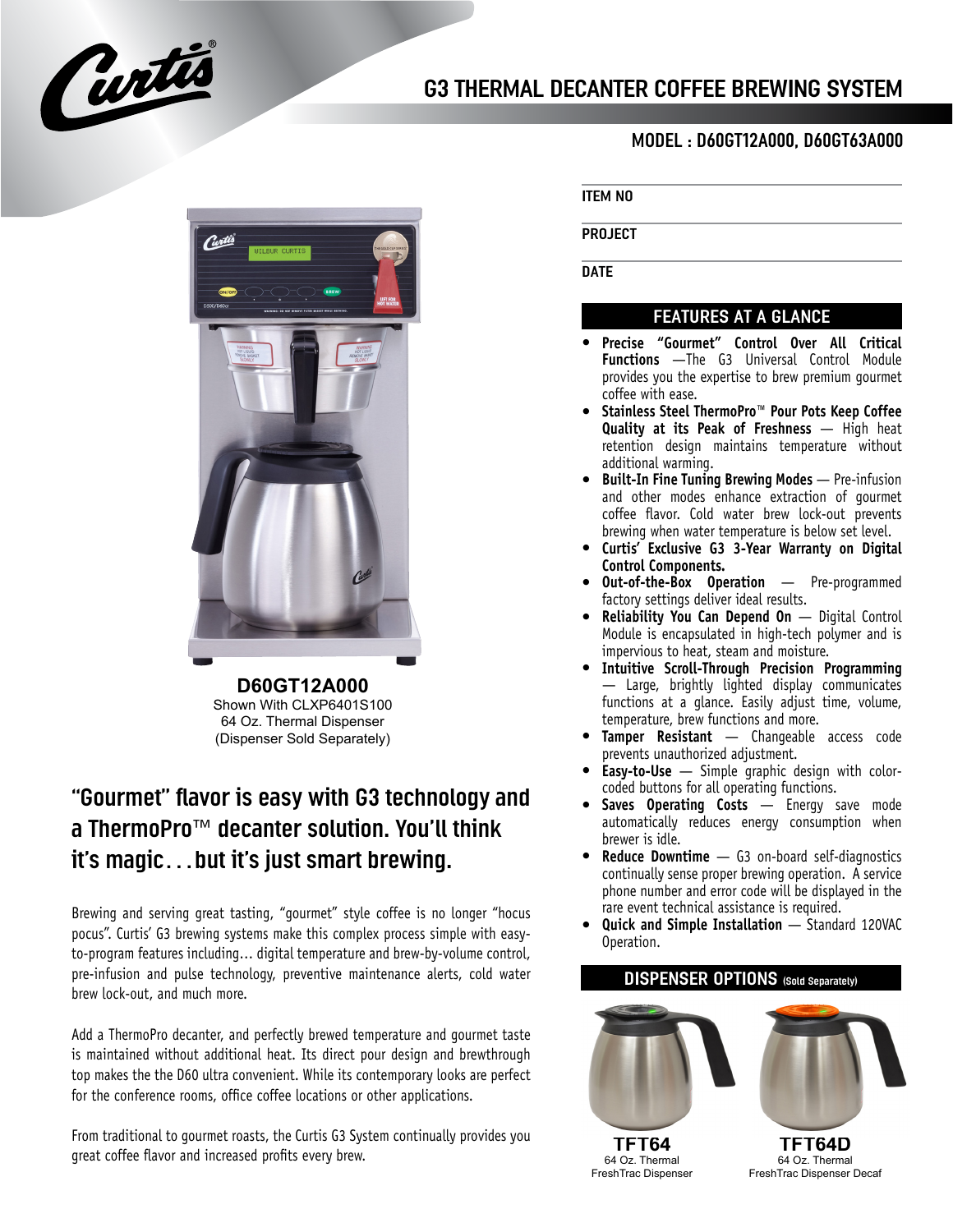# G3 THERMAL DECANTER COFFEE BREWING SYSTEM

## MODEL : D60GT12A000, D60GT63A000

ITEM NO

PROJECT

DATE

**D60GT12A000**
Shown With CLXP6401S100
64 Oz. Thermal Dispenser
(Dispenser Sold Separately)

## "Gourmet" flavor is easy with G3 technology and a ThermoPro™ decanter solution. You'll think it's magic...but it's just smart brewing.

Brewing and serving great tasting, "gourmet" style coffee is no longer "hocus pocus". Curtis' G3 brewing systems make this complex process simple with easy-to-program features including... digital temperature and brew-by-volume control, pre-infusion and pulse technology, preventive maintenance alerts, cold water brew lock-out, and much more.

Add a ThermoPro decanter, and perfectly brewed temperature and gourmet taste is maintained without additional heat. Its direct pour design and brewthrough top makes the the D60 ultra convenient. While its contemporary looks are perfect for the conference rooms, office coffee locations or other applications.

From traditional to gourmet roasts, the Curtis G3 System continually provides you great coffee flavor and increased profits every brew.

## FEATURES AT A GLANCE

- **Precise "Gourmet" Control Over All Critical Functions** —The G3 Universal Control Module provides you the expertise to brew premium gourmet coffee with ease.
- **Stainless Steel ThermoPro™ Pour Pots Keep Coffee Quality at its Peak of Freshness** — High heat retention design maintains temperature without additional warming.
- **Built-In Fine Tuning Brewing Modes** — Pre-infusion and other modes enhance extraction of gourmet coffee flavor. Cold water brew lock-out prevents brewing when water temperature is below set level.
- **Curtis' Exclusive G3 3-Year Warranty on Digital Control Components.**
- **Out-of-the-Box Operation** — Pre-programmed factory settings deliver ideal results.
- **Reliability You Can Depend On** — Digital Control Module is encapsulated in high-tech polymer and is impervious to heat, steam and moisture.
- **Intuitive Scroll-Through Precision Programming** — Large, brightly lighted display communicates functions at a glance. Easily adjust time, volume, temperature, brew functions and more.
- **Tamper Resistant** — Changeable access code prevents unauthorized adjustment.
- **Easy-to-Use** — Simple graphic design with color-coded buttons for all operating functions.
- **Saves Operating Costs** — Energy save mode automatically reduces energy consumption when brewer is idle.
- **Reduce Downtime** — G3 on-board self-diagnostics continually sense proper brewing operation. A service phone number and error code will be displayed in the rare event technical assistance is required.
- **Quick and Simple Installation** — Standard 120VAC Operation.

## DISPENSER OPTIONS (Sold Separately)

**TFT64**
64 Oz. Thermal FreshTrac Dispenser

**TFT64D**
64 Oz. Thermal FreshTrac Dispenser Decaf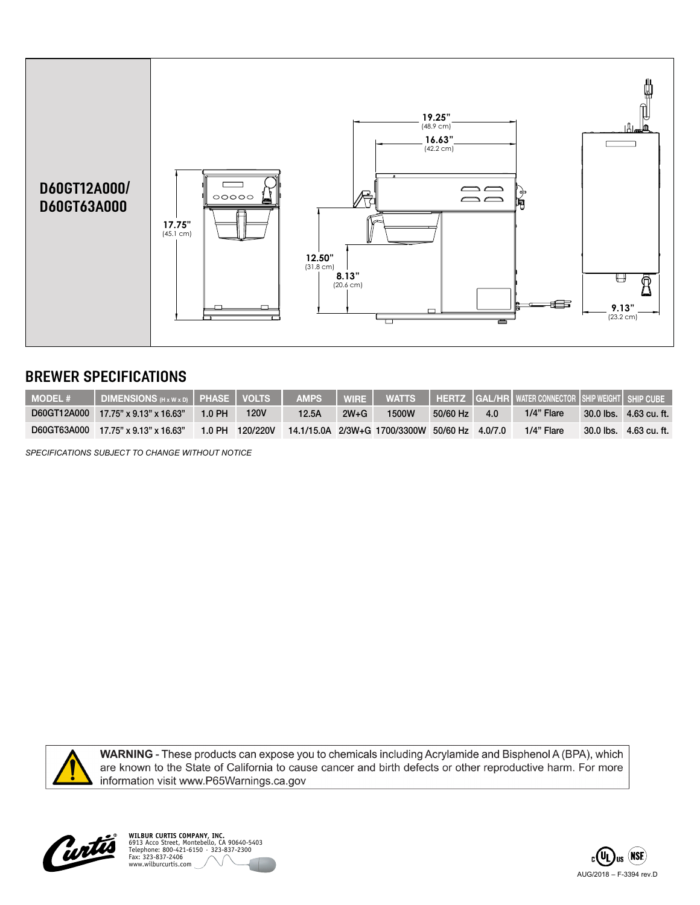D60GT12A000/
D60GT63A000

19.25"
(48.9 cm)
16.63"
(42.2 cm)
17.75"
(45.1 cm)
12.50"
(31.8 cm)
8.13"
(20.6 cm)
9.13"
(23.2 cm)

## BREWER SPECIFICATIONS

| MODEL # | DIMENSIONS (H x W x D) | PHASE | VOLTS | AMPS | WIRE | WATTS | HERTZ | GAL/HR | WATER CONNECTOR | SHIP WEIGHT | SHIP CUBE |
|---|---|---|---|---|---|---|---|---|---|---|---|
| D60GT12A000 | 17.75" x 9.13" x 16.63" | 1.0 PH | 120V | 12.5A | 2W+G | 1500W | 50/60 Hz | 4.0 | 1/4" Flare | 30.0 lbs. | 4.63 cu. ft. |
| D60GT63A000 | 17.75" x 9.13" x 16.63" | 1.0 PH | 120/220V | 14.1/15.0A | 2/3W+G | 1700/3300W | 50/60 Hz | 4.0/7.0 | 1/4" Flare | 30.0 lbs. | 4.63 cu. ft. |

*SPECIFICATIONS SUBJECT TO CHANGE WITHOUT NOTICE*

**WARNING** - These products can expose you to chemicals including Acrylamide and Bisphenol A (BPA), which are known to the State of California to cause cancer and birth defects or other reproductive harm. For more information visit www.P65Warnings.ca.gov

**WILBUR CURTIS COMPANY, INC.**
6913 Acco Street, Montebello, CA 90640-5403
Telephone: 800-421-6150 · 323-837-2300
Fax: 323-837-2406
www.wilburcurtis.com

AUG/2018 – F-3394 rev.D